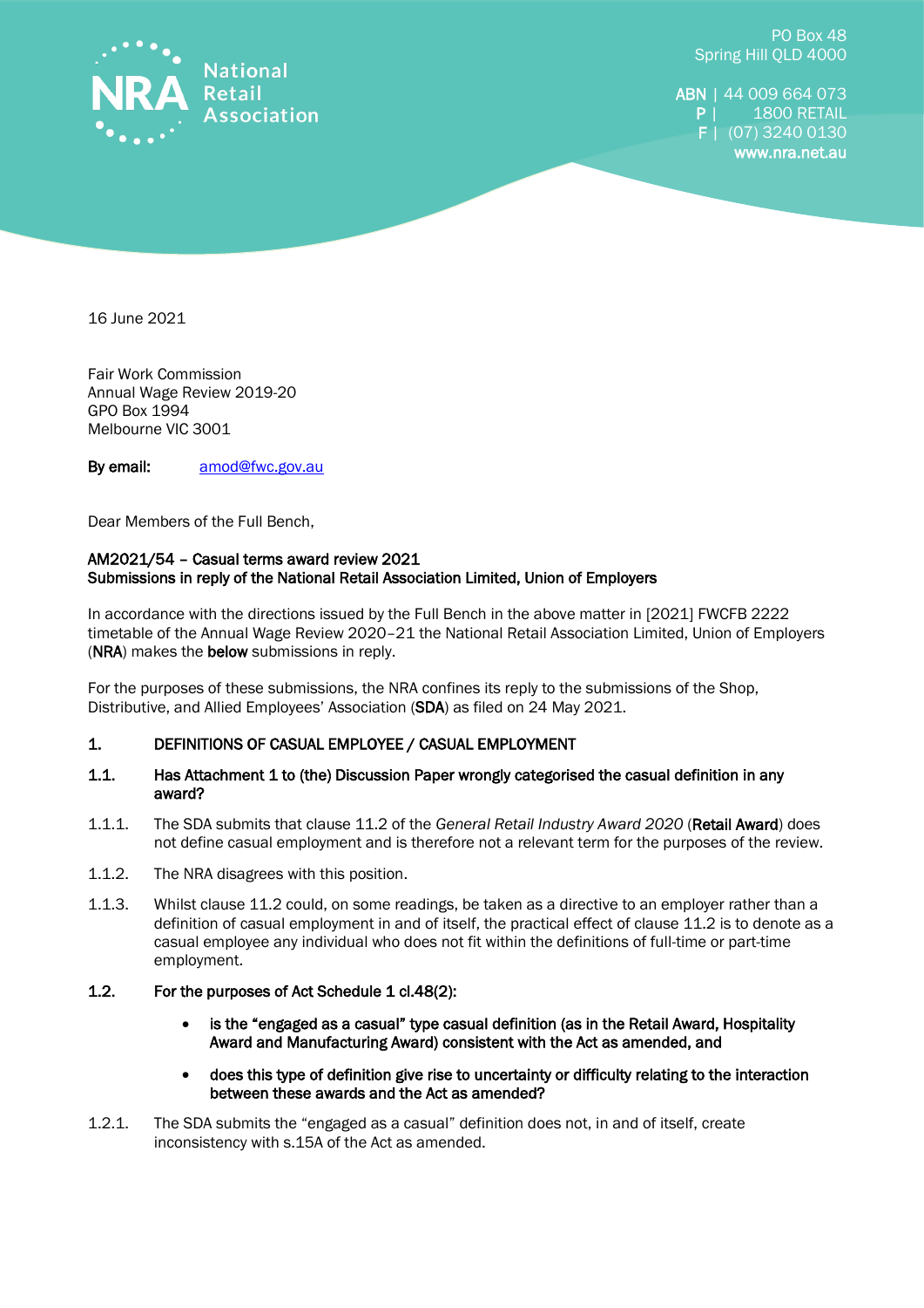National Retail Association

PO Box 48
Spring Hill QLD 4000

**ABN** | 44 009 664 073
**P** | 1800 RETAIL
**F** | (07) 3240 0130
**www.nra.net.au**

16 June 2021

Fair Work Commission
Annual Wage Review 2019-20
GPO Box 1994
Melbourne VIC 3001

**By email:** amod@fwc.gov.au

Dear Members of the Full Bench,

**AM2021/54 – Casual terms award review 2021**
**Submissions in reply of the National Retail Association Limited, Union of Employers**

In accordance with the directions issued by the Full Bench in the above matter in [2021] FWCFB 2222 timetable of the Annual Wage Review 2020–21 the National Retail Association Limited, Union of Employers (**NRA**) makes the **below** submissions in reply.

For the purposes of these submissions, the NRA confines its reply to the submissions of the Shop, Distributive, and Allied Employees' Association (**SDA**) as filed on 24 May 2021.

## 1. DEFINITIONS OF CASUAL EMPLOYEE / CASUAL EMPLOYMENT

### 1.1. Has Attachment 1 to (the) Discussion Paper wrongly categorised the casual definition in any award?

1.1.1. The SDA submits that clause 11.2 of the *General Retail Industry Award 2020* (**Retail Award**) does not define casual employment and is therefore not a relevant term for the purposes of the review.

1.1.2. The NRA disagrees with this position.

1.1.3. Whilst clause 11.2 could, on some readings, be taken as a directive to an employer rather than a definition of casual employment in and of itself, the practical effect of clause 11.2 is to denote as a casual employee any individual who does not fit within the definitions of full-time or part-time employment.

### 1.2. For the purposes of Act Schedule 1 cl.48(2):

- **is the "engaged as a casual" type casual definition (as in the Retail Award, Hospitality Award and Manufacturing Award) consistent with the Act as amended, and**
- **does this type of definition give rise to uncertainty or difficulty relating to the interaction between these awards and the Act as amended?**

1.2.1. The SDA submits the "engaged as a casual" definition does not, in and of itself, create inconsistency with s.15A of the Act as amended.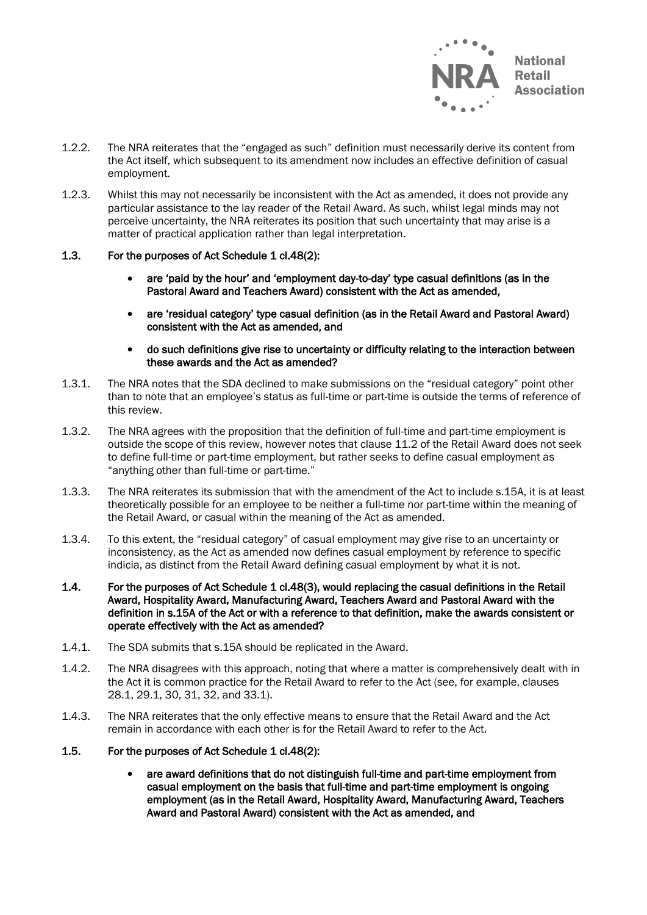1.2.2. The NRA reiterates that the "engaged as such" definition must necessarily derive its content from the Act itself, which subsequent to its amendment now includes an effective definition of casual employment.

1.2.3. Whilst this may not necessarily be inconsistent with the Act as amended, it does not provide any particular assistance to the lay reader of the Retail Award. As such, whilst legal minds may not perceive uncertainty, the NRA reiterates its position that such uncertainty that may arise is a matter of practical application rather than legal interpretation.

**1.3. For the purposes of Act Schedule 1 cl.48(2):**

- **are 'paid by the hour' and 'employment day-to-day' type casual definitions (as in the Pastoral Award and Teachers Award) consistent with the Act as amended,**
- **are 'residual category' type casual definition (as in the Retail Award and Pastoral Award) consistent with the Act as amended, and**
- **do such definitions give rise to uncertainty or difficulty relating to the interaction between these awards and the Act as amended?**

1.3.1. The NRA notes that the SDA declined to make submissions on the "residual category" point other than to note that an employee's status as full-time or part-time is outside the terms of reference of this review.

1.3.2. The NRA agrees with the proposition that the definition of full-time and part-time employment is outside the scope of this review, however notes that clause 11.2 of the Retail Award does not seek to define full-time or part-time employment, but rather seeks to define casual employment as "anything other than full-time or part-time."

1.3.3. The NRA reiterates its submission that with the amendment of the Act to include s.15A, it is at least theoretically possible for an employee to be neither a full-time nor part-time within the meaning of the Retail Award, or casual within the meaning of the Act as amended.

1.3.4. To this extent, the "residual category" of casual employment may give rise to an uncertainty or inconsistency, as the Act as amended now defines casual employment by reference to specific indicia, as distinct from the Retail Award defining casual employment by what it is not.

**1.4. For the purposes of Act Schedule 1 cl.48(3), would replacing the casual definitions in the Retail Award, Hospitality Award, Manufacturing Award, Teachers Award and Pastoral Award with the definition in s.15A of the Act or with a reference to that definition, make the awards consistent or operate effectively with the Act as amended?**

1.4.1. The SDA submits that s.15A should be replicated in the Award.

1.4.2. The NRA disagrees with this approach, noting that where a matter is comprehensively dealt with in the Act it is common practice for the Retail Award to refer to the Act (see, for example, clauses 28.1, 29.1, 30, 31, 32, and 33.1).

1.4.3. The NRA reiterates that the only effective means to ensure that the Retail Award and the Act remain in accordance with each other is for the Retail Award to refer to the Act.

**1.5. For the purposes of Act Schedule 1 cl.48(2):**

- **are award definitions that do not distinguish full-time and part-time employment from casual employment on the basis that full-time and part-time employment is ongoing employment (as in the Retail Award, Hospitality Award, Manufacturing Award, Teachers Award and Pastoral Award) consistent with the Act as amended, and**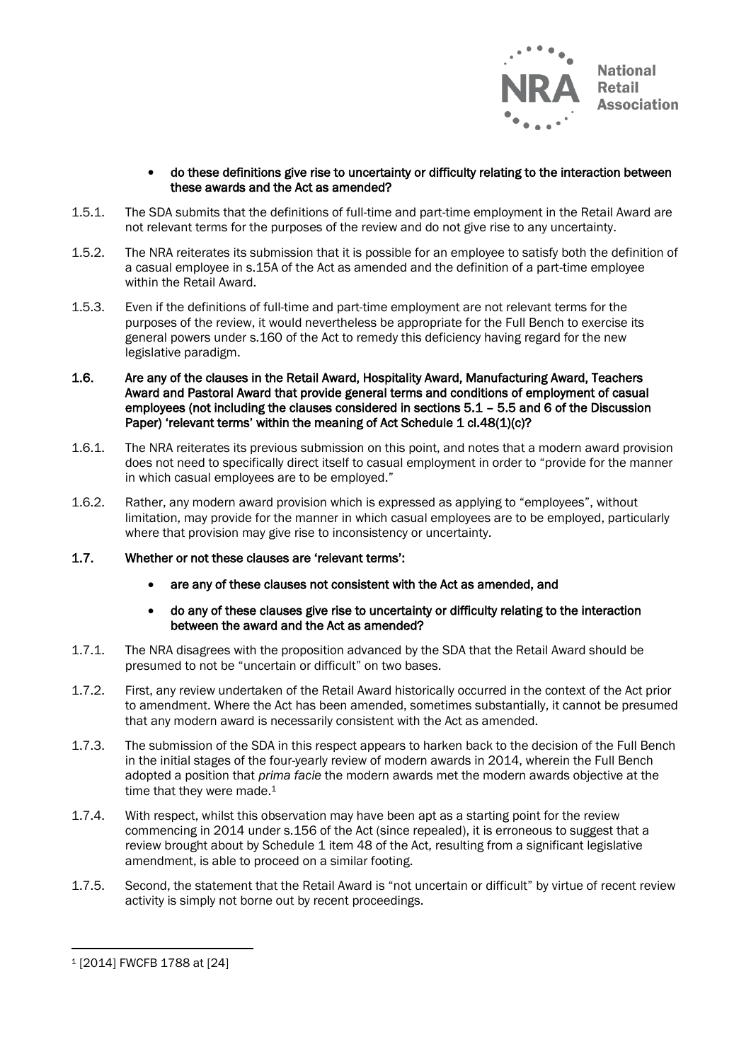- **do these definitions give rise to uncertainty or difficulty relating to the interaction between these awards and the Act as amended?**

1.5.1. The SDA submits that the definitions of full-time and part-time employment in the Retail Award are not relevant terms for the purposes of the review and do not give rise to any uncertainty.

1.5.2. The NRA reiterates its submission that it is possible for an employee to satisfy both the definition of a casual employee in s.15A of the Act as amended and the definition of a part-time employee within the Retail Award.

1.5.3. Even if the definitions of full-time and part-time employment are not relevant terms for the purposes of the review, it would nevertheless be appropriate for the Full Bench to exercise its general powers under s.160 of the Act to remedy this deficiency having regard for the new legislative paradigm.

**1.6. Are any of the clauses in the Retail Award, Hospitality Award, Manufacturing Award, Teachers Award and Pastoral Award that provide general terms and conditions of employment of casual employees (not including the clauses considered in sections 5.1 – 5.5 and 6 of the Discussion Paper) 'relevant terms' within the meaning of Act Schedule 1 cl.48(1)(c)?**

1.6.1. The NRA reiterates its previous submission on this point, and notes that a modern award provision does not need to specifically direct itself to casual employment in order to "provide for the manner in which casual employees are to be employed."

1.6.2. Rather, any modern award provision which is expressed as applying to "employees", without limitation, may provide for the manner in which casual employees are to be employed, particularly where that provision may give rise to inconsistency or uncertainty.

**1.7. Whether or not these clauses are 'relevant terms':**

- **are any of these clauses not consistent with the Act as amended, and**
- **do any of these clauses give rise to uncertainty or difficulty relating to the interaction between the award and the Act as amended?**

1.7.1. The NRA disagrees with the proposition advanced by the SDA that the Retail Award should be presumed to not be "uncertain or difficult" on two bases.

1.7.2. First, any review undertaken of the Retail Award historically occurred in the context of the Act prior to amendment. Where the Act has been amended, sometimes substantially, it cannot be presumed that any modern award is necessarily consistent with the Act as amended.

1.7.3. The submission of the SDA in this respect appears to harken back to the decision of the Full Bench in the initial stages of the four-yearly review of modern awards in 2014, wherein the Full Bench adopted a position that *prima facie* the modern awards met the modern awards objective at the time that they were made.[1]

1.7.4. With respect, whilst this observation may have been apt as a starting point for the review commencing in 2014 under s.156 of the Act (since repealed), it is erroneous to suggest that a review brought about by Schedule 1 item 48 of the Act, resulting from a significant legislative amendment, is able to proceed on a similar footing.

1.7.5. Second, the statement that the Retail Award is "not uncertain or difficult" by virtue of recent review activity is simply not borne out by recent proceedings.

---

[1] [2014] FWCFB 1788 at [24]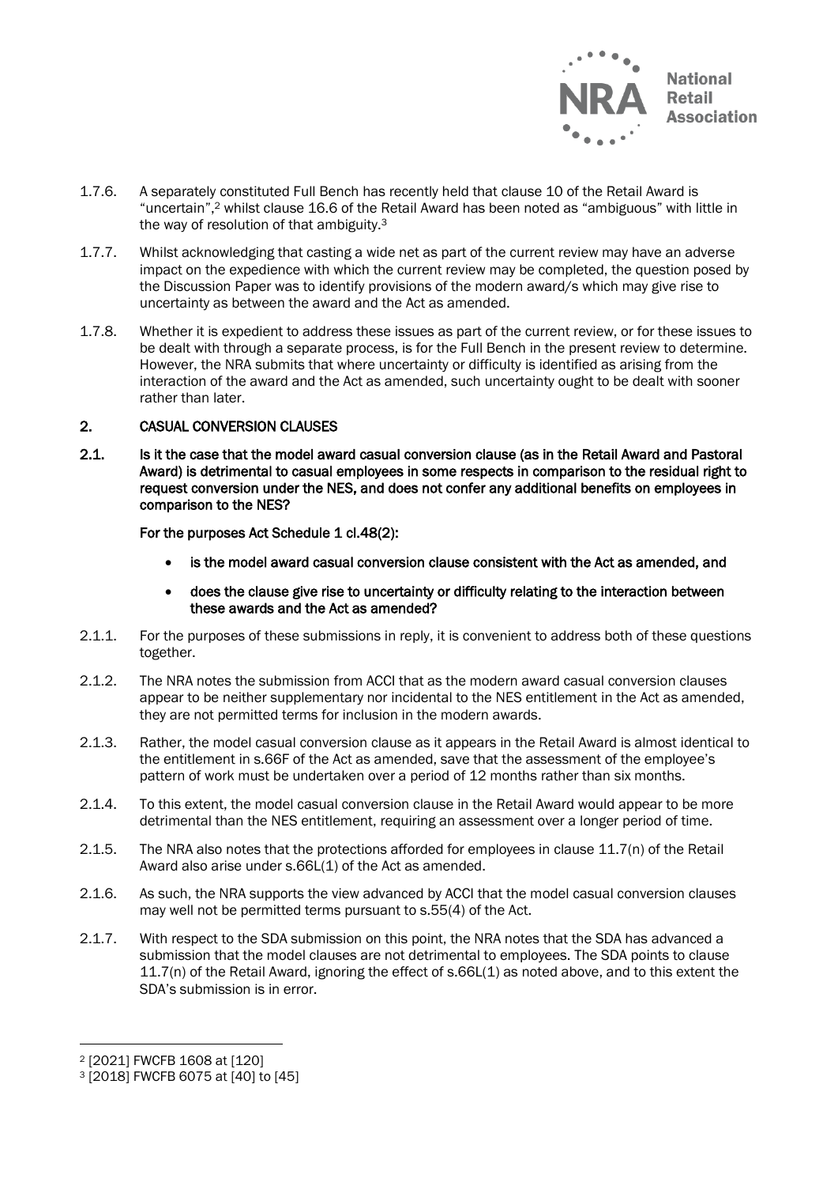1.7.6. A separately constituted Full Bench has recently held that clause 10 of the Retail Award is "uncertain",[2] whilst clause 16.6 of the Retail Award has been noted as "ambiguous" with little in the way of resolution of that ambiguity.[3]

1.7.7. Whilst acknowledging that casting a wide net as part of the current review may have an adverse impact on the expedience with which the current review may be completed, the question posed by the Discussion Paper was to identify provisions of the modern award/s which may give rise to uncertainty as between the award and the Act as amended.

1.7.8. Whether it is expedient to address these issues as part of the current review, or for these issues to be dealt with through a separate process, is for the Full Bench in the present review to determine. However, the NRA submits that where uncertainty or difficulty is identified as arising from the interaction of the award and the Act as amended, such uncertainty ought to be dealt with sooner rather than later.

## 2. CASUAL CONVERSION CLAUSES

**2.1. Is it the case that the model award casual conversion clause (as in the Retail Award and Pastoral Award) is detrimental to casual employees in some respects in comparison to the residual right to request conversion under the NES, and does not confer any additional benefits on employees in comparison to the NES?**

**For the purposes Act Schedule 1 cl.48(2):**

- **is the model award casual conversion clause consistent with the Act as amended, and**
- **does the clause give rise to uncertainty or difficulty relating to the interaction between these awards and the Act as amended?**

2.1.1. For the purposes of these submissions in reply, it is convenient to address both of these questions together.

2.1.2. The NRA notes the submission from ACCI that as the modern award casual conversion clauses appear to be neither supplementary nor incidental to the NES entitlement in the Act as amended, they are not permitted terms for inclusion in the modern awards.

2.1.3. Rather, the model casual conversion clause as it appears in the Retail Award is almost identical to the entitlement in s.66F of the Act as amended, save that the assessment of the employee's pattern of work must be undertaken over a period of 12 months rather than six months.

2.1.4. To this extent, the model casual conversion clause in the Retail Award would appear to be more detrimental than the NES entitlement, requiring an assessment over a longer period of time.

2.1.5. The NRA also notes that the protections afforded for employees in clause 11.7(n) of the Retail Award also arise under s.66L(1) of the Act as amended.

2.1.6. As such, the NRA supports the view advanced by ACCI that the model casual conversion clauses may well not be permitted terms pursuant to s.55(4) of the Act.

2.1.7. With respect to the SDA submission on this point, the NRA notes that the SDA has advanced a submission that the model clauses are not detrimental to employees. The SDA points to clause 11.7(n) of the Retail Award, ignoring the effect of s.66L(1) as noted above, and to this extent the SDA's submission is in error.

---

[2] [2021] FWCFB 1608 at [120]

[3] [2018] FWCFB 6075 at [40] to [45]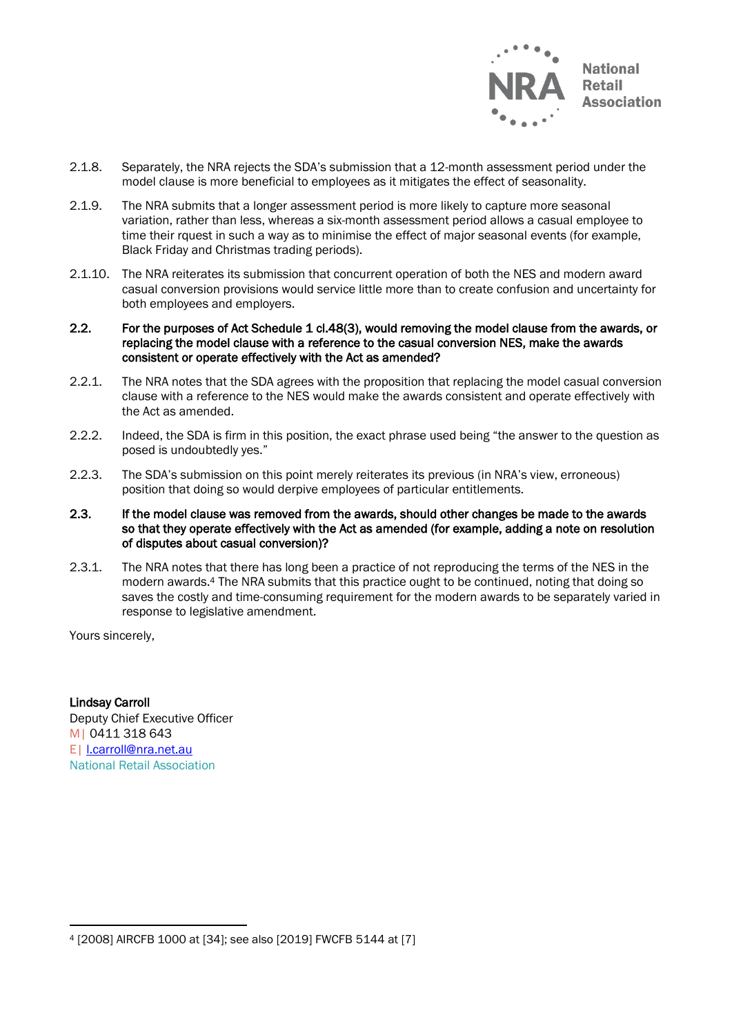2.1.8. Separately, the NRA rejects the SDA's submission that a 12-month assessment period under the model clause is more beneficial to employees as it mitigates the effect of seasonality.

2.1.9. The NRA submits that a longer assessment period is more likely to capture more seasonal variation, rather than less, whereas a six-month assessment period allows a casual employee to time their rquest in such a way as to minimise the effect of major seasonal events (for example, Black Friday and Christmas trading periods).

2.1.10. The NRA reiterates its submission that concurrent operation of both the NES and modern award casual conversion provisions would service little more than to create confusion and uncertainty for both employees and employers.

**2.2. For the purposes of Act Schedule 1 cl.48(3), would removing the model clause from the awards, or replacing the model clause with a reference to the casual conversion NES, make the awards consistent or operate effectively with the Act as amended?**

2.2.1. The NRA notes that the SDA agrees with the proposition that replacing the model casual conversion clause with a reference to the NES would make the awards consistent and operate effectively with the Act as amended.

2.2.2. Indeed, the SDA is firm in this position, the exact phrase used being "the answer to the question as posed is undoubtedly yes."

2.2.3. The SDA's submission on this point merely reiterates its previous (in NRA's view, erroneous) position that doing so would derpive employees of particular entitlements.

**2.3. If the model clause was removed from the awards, should other changes be made to the awards so that they operate effectively with the Act as amended (for example, adding a note on resolution of disputes about casual conversion)?**

2.3.1. The NRA notes that there has long been a practice of not reproducing the terms of the NES in the modern awards.[4] The NRA submits that this practice ought to be continued, noting that doing so saves the costly and time-consuming requirement for the modern awards to be separately varied in response to legislative amendment.

Yours sincerely,

**Lindsay Carroll**
Deputy Chief Executive Officer
M| 0411 318 643
E| l.carroll@nra.net.au
National Retail Association

[4] [2008] AIRCFB 1000 at [34]; see also [2019] FWCFB 5144 at [7]